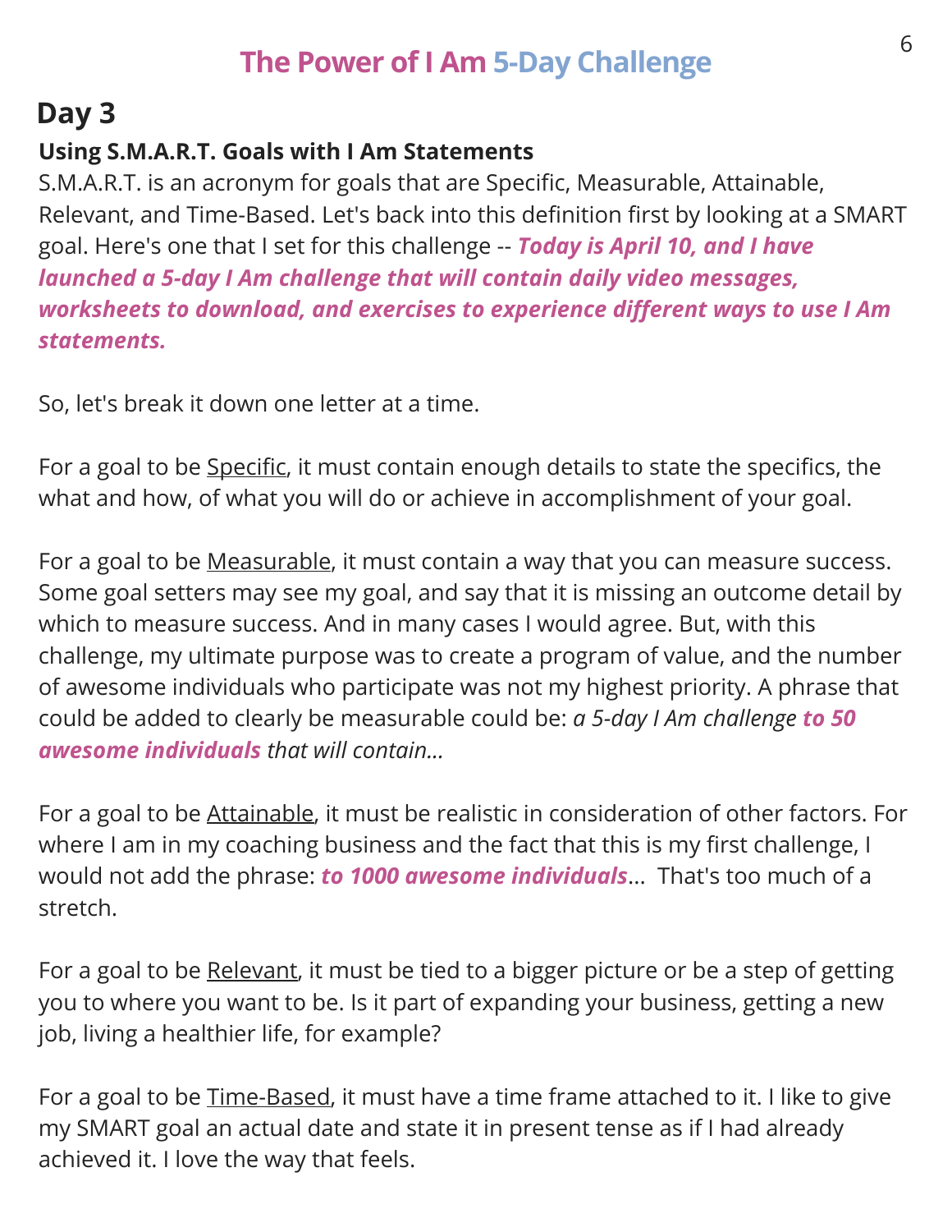# The Power of I Am 5-Day Challenge

## Day 3

### Using S.M.A.R.T. Goals with I Am Statements

S.M.A.R.T. is an acronym for goals that are Specific, Measurable, Attainable, Relevant, and Time-Based. Let's back into this definition first by looking at a SMART goal. Here's one that I set for this challenge -- ***Today is April 10, and I have launched a 5-day I Am challenge that will contain daily video messages, worksheets to download, and exercises to experience different ways to use I Am statements.***

So, let's break it down one letter at a time.

For a goal to be <u>Specific</u>, it must contain enough details to state the specifics, the what and how, of what you will do or achieve in accomplishment of your goal.

For a goal to be <u>Measurable</u>, it must contain a way that you can measure success. Some goal setters may see my goal, and say that it is missing an outcome detail by which to measure success. And in many cases I would agree. But, with this challenge, my ultimate purpose was to create a program of value, and the number of awesome individuals who participate was not my highest priority. A phrase that could be added to clearly be measurable could be: *a 5-day I Am challenge* ***to 50 awesome individuals*** *that will contain...*

For a goal to be <u>Attainable</u>, it must be realistic in consideration of other factors. For where I am in my coaching business and the fact that this is my first challenge, I would not add the phrase: ***to 1000 awesome individuals***... That's too much of a stretch.

For a goal to be <u>Relevant</u>, it must be tied to a bigger picture or be a step of getting you to where you want to be. Is it part of expanding your business, getting a new job, living a healthier life, for example?

For a goal to be <u>Time-Based</u>, it must have a time frame attached to it. I like to give my SMART goal an actual date and state it in present tense as if I had already achieved it. I love the way that feels.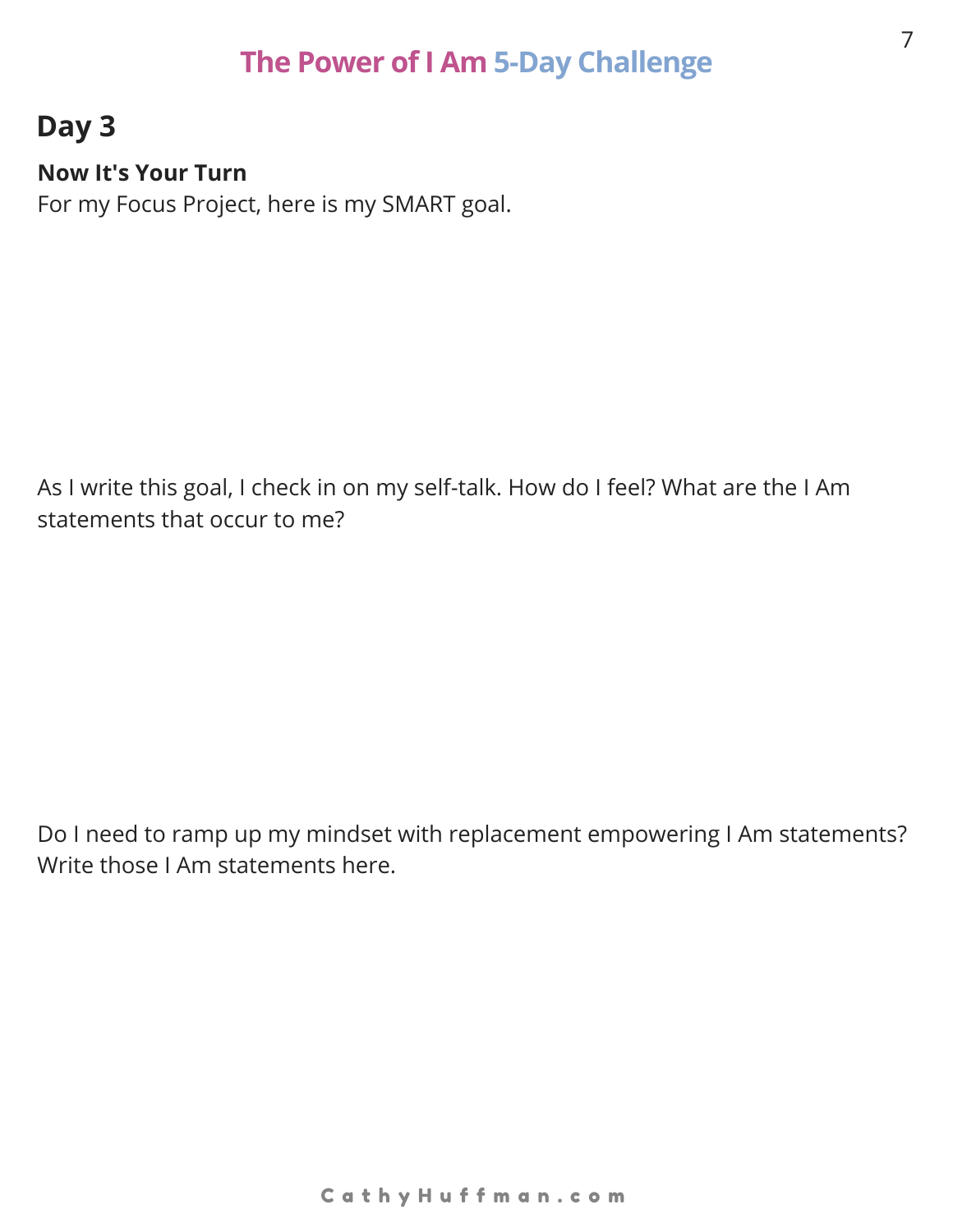## Day 3

**Now It's Your Turn**

For my Focus Project, here is my SMART goal.

As I write this goal, I check in on my self-talk. How do I feel? What are the I Am statements that occur to me?

Do I need to ramp up my mindset with replacement empowering I Am statements? Write those I Am statements here.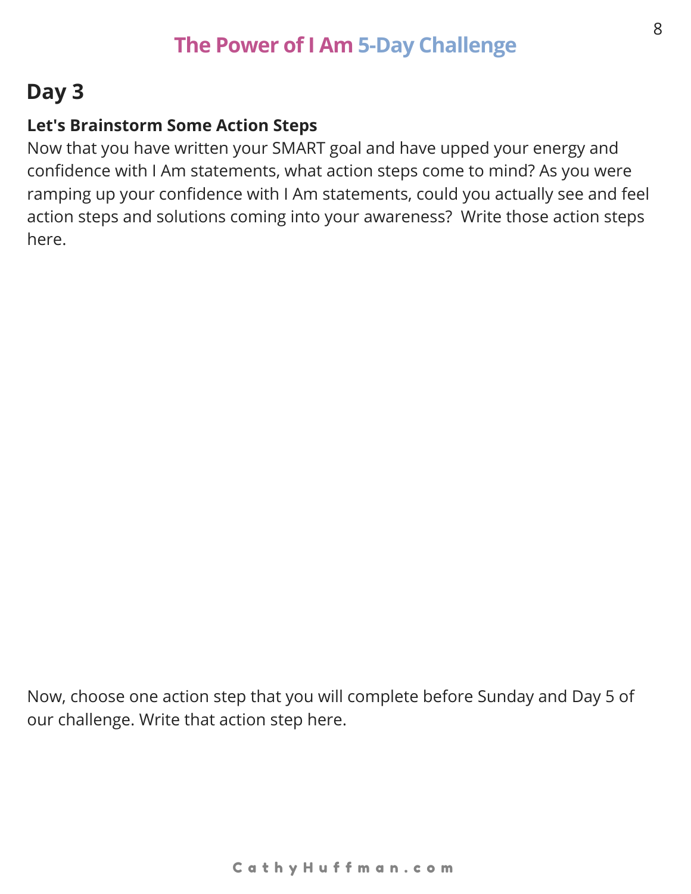## Day 3

**Let's Brainstorm Some Action Steps**

Now that you have written your SMART goal and have upped your energy and confidence with I Am statements, what action steps come to mind? As you were ramping up your confidence with I Am statements, could you actually see and feel action steps and solutions coming into your awareness? Write those action steps here.

Now, choose one action step that you will complete before Sunday and Day 5 of our challenge. Write that action step here.